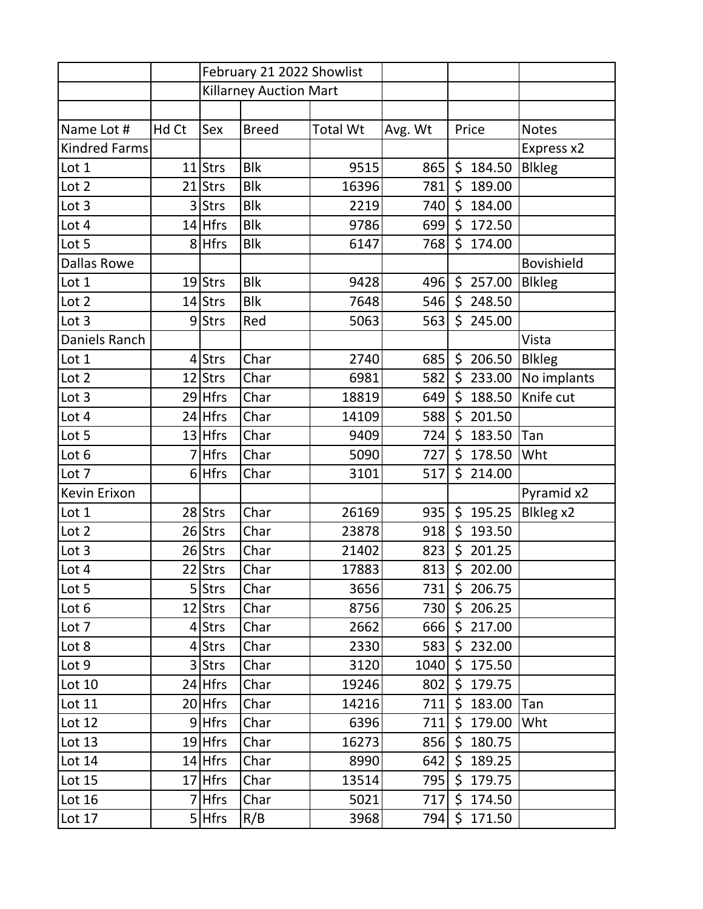| | | February 21 2022 Showlist | | | | | |
|---|---|---|---|---|---|---|---|
| | | Killarney Auction Mart | | | | | |
| | | | | | | | |
| Name Lot # | Hd Ct | Sex | Breed | Total Wt | Avg. Wt | Price | Notes |
| Kindred Farms | | | | | | | Express x2 |
| Lot 1 | 11 | Strs | Blk | 9515 | 865 | $ 184.50 | Blkleg |
| Lot 2 | 21 | Strs | Blk | 16396 | 781 | $ 189.00 | |
| Lot 3 | 3 | Strs | Blk | 2219 | 740 | $ 184.00 | |
| Lot 4 | 14 | Hfrs | Blk | 9786 | 699 | $ 172.50 | |
| Lot 5 | 8 | Hfrs | Blk | 6147 | 768 | $ 174.00 | |
| Dallas Rowe | | | | | | | Bovishield |
| Lot 1 | 19 | Strs | Blk | 9428 | 496 | $ 257.00 | Blkleg |
| Lot 2 | 14 | Strs | Blk | 7648 | 546 | $ 248.50 | |
| Lot 3 | 9 | Strs | Red | 5063 | 563 | $ 245.00 | |
| Daniels Ranch | | | | | | | Vista |
| Lot 1 | 4 | Strs | Char | 2740 | 685 | $ 206.50 | Blkleg |
| Lot 2 | 12 | Strs | Char | 6981 | 582 | $ 233.00 | No implants |
| Lot 3 | 29 | Hfrs | Char | 18819 | 649 | $ 188.50 | Knife cut |
| Lot 4 | 24 | Hfrs | Char | 14109 | 588 | $ 201.50 | |
| Lot 5 | 13 | Hfrs | Char | 9409 | 724 | $ 183.50 | Tan |
| Lot 6 | 7 | Hfrs | Char | 5090 | 727 | $ 178.50 | Wht |
| Lot 7 | 6 | Hfrs | Char | 3101 | 517 | $ 214.00 | |
| Kevin Erixon | | | | | | | Pyramid x2 |
| Lot 1 | 28 | Strs | Char | 26169 | 935 | $ 195.25 | Blkleg x2 |
| Lot 2 | 26 | Strs | Char | 23878 | 918 | $ 193.50 | |
| Lot 3 | 26 | Strs | Char | 21402 | 823 | $ 201.25 | |
| Lot 4 | 22 | Strs | Char | 17883 | 813 | $ 202.00 | |
| Lot 5 | 5 | Strs | Char | 3656 | 731 | $ 206.75 | |
| Lot 6 | 12 | Strs | Char | 8756 | 730 | $ 206.25 | |
| Lot 7 | 4 | Strs | Char | 2662 | 666 | $ 217.00 | |
| Lot 8 | 4 | Strs | Char | 2330 | 583 | $ 232.00 | |
| Lot 9 | 3 | Strs | Char | 3120 | 1040 | $ 175.50 | |
| Lot 10 | 24 | Hfrs | Char | 19246 | 802 | $ 179.75 | |
| Lot 11 | 20 | Hfrs | Char | 14216 | 711 | $ 183.00 | Tan |
| Lot 12 | 9 | Hfrs | Char | 6396 | 711 | $ 179.00 | Wht |
| Lot 13 | 19 | Hfrs | Char | 16273 | 856 | $ 180.75 | |
| Lot 14 | 14 | Hfrs | Char | 8990 | 642 | $ 189.25 | |
| Lot 15 | 17 | Hfrs | Char | 13514 | 795 | $ 179.75 | |
| Lot 16 | 7 | Hfrs | Char | 5021 | 717 | $ 174.50 | |
| Lot 17 | 5 | Hfrs | R/B | 3968 | 794 | $ 171.50 | |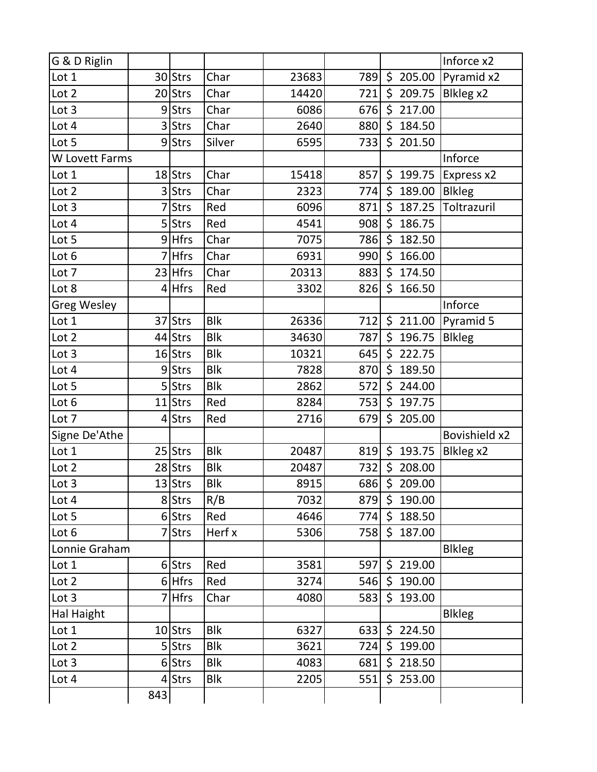| | | | | | | | |
|---|---|---|---|---|---|---|---|
| G & D Riglin | | | | | | | Inforce x2 |
| Lot 1 | 30 | Strs | Char | 23683 | 789 | $ 205.00 | Pyramid x2 |
| Lot 2 | 20 | Strs | Char | 14420 | 721 | $ 209.75 | Blkleg x2 |
| Lot 3 | 9 | Strs | Char | 6086 | 676 | $ 217.00 | |
| Lot 4 | 3 | Strs | Char | 2640 | 880 | $ 184.50 | |
| Lot 5 | 9 | Strs | Silver | 6595 | 733 | $ 201.50 | |
| W Lovett Farms | | | | | | | Inforce |
| Lot 1 | 18 | Strs | Char | 15418 | 857 | $ 199.75 | Express x2 |
| Lot 2 | 3 | Strs | Char | 2323 | 774 | $ 189.00 | Blkleg |
| Lot 3 | 7 | Strs | Red | 6096 | 871 | $ 187.25 | Toltrazuril |
| Lot 4 | 5 | Strs | Red | 4541 | 908 | $ 186.75 | |
| Lot 5 | 9 | Hfrs | Char | 7075 | 786 | $ 182.50 | |
| Lot 6 | 7 | Hfrs | Char | 6931 | 990 | $ 166.00 | |
| Lot 7 | 23 | Hfrs | Char | 20313 | 883 | $ 174.50 | |
| Lot 8 | 4 | Hfrs | Red | 3302 | 826 | $ 166.50 | |
| Greg Wesley | | | | | | | Inforce |
| Lot 1 | 37 | Strs | Blk | 26336 | 712 | $ 211.00 | Pyramid 5 |
| Lot 2 | 44 | Strs | Blk | 34630 | 787 | $ 196.75 | Blkleg |
| Lot 3 | 16 | Strs | Blk | 10321 | 645 | $ 222.75 | |
| Lot 4 | 9 | Strs | Blk | 7828 | 870 | $ 189.50 | |
| Lot 5 | 5 | Strs | Blk | 2862 | 572 | $ 244.00 | |
| Lot 6 | 11 | Strs | Red | 8284 | 753 | $ 197.75 | |
| Lot 7 | 4 | Strs | Red | 2716 | 679 | $ 205.00 | |
| Signe De'Athe | | | | | | | Bovishield x2 |
| Lot 1 | 25 | Strs | Blk | 20487 | 819 | $ 193.75 | Blkleg x2 |
| Lot 2 | 28 | Strs | Blk | 20487 | 732 | $ 208.00 | |
| Lot 3 | 13 | Strs | Blk | 8915 | 686 | $ 209.00 | |
| Lot 4 | 8 | Strs | R/B | 7032 | 879 | $ 190.00 | |
| Lot 5 | 6 | Strs | Red | 4646 | 774 | $ 188.50 | |
| Lot 6 | 7 | Strs | Herf x | 5306 | 758 | $ 187.00 | |
| Lonnie Graham | | | | | | | Blkleg |
| Lot 1 | 6 | Strs | Red | 3581 | 597 | $ 219.00 | |
| Lot 2 | 6 | Hfrs | Red | 3274 | 546 | $ 190.00 | |
| Lot 3 | 7 | Hfrs | Char | 4080 | 583 | $ 193.00 | |
| Hal Haight | | | | | | | Blkleg |
| Lot 1 | 10 | Strs | Blk | 6327 | 633 | $ 224.50 | |
| Lot 2 | 5 | Strs | Blk | 3621 | 724 | $ 199.00 | |
| Lot 3 | 6 | Strs | Blk | 4083 | 681 | $ 218.50 | |
| Lot 4 | 4 | Strs | Blk | 2205 | 551 | $ 253.00 | |
| | 843 | | | | | | |